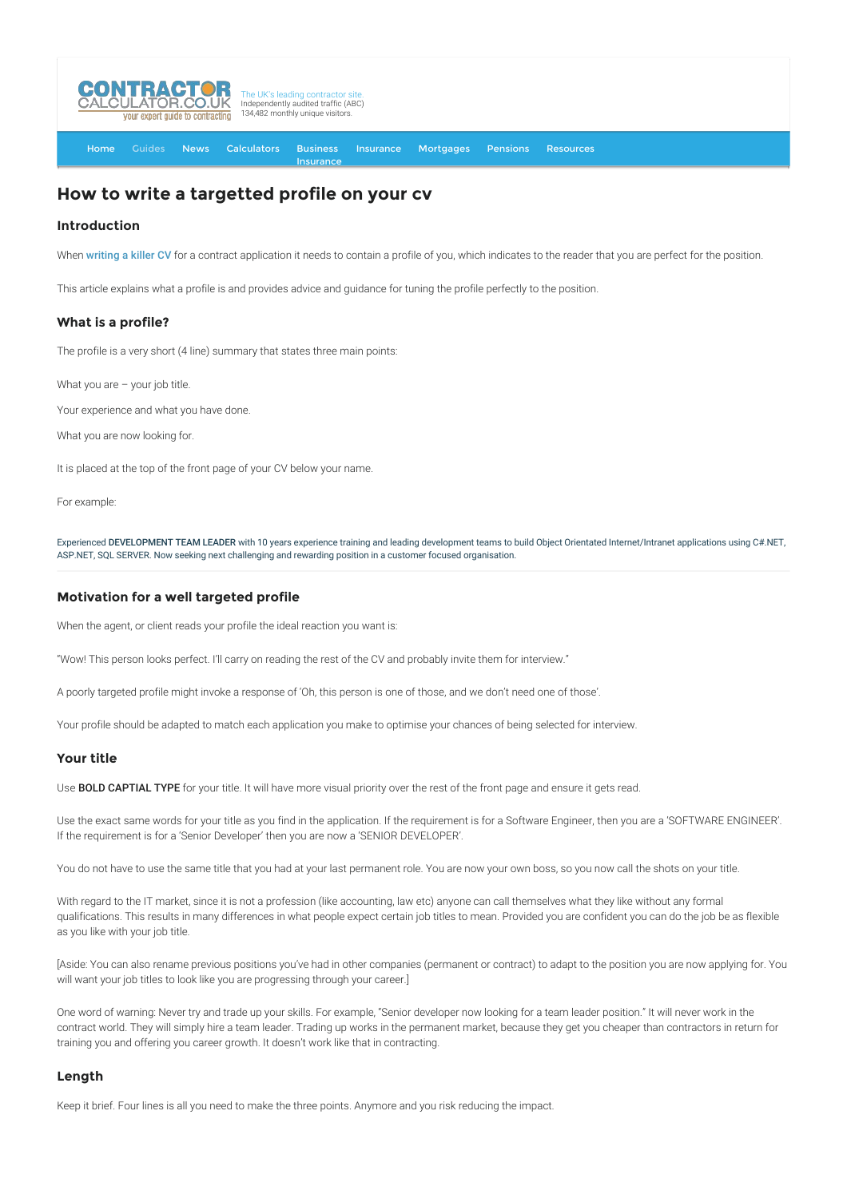# How to write a targetted profile on your cv

## Introduction

When writing a killer CV for a contract application it needs to contain a profile of you, which indicates to the reader that you are perfect for the position.

This article explains what a profile is and provides advice and guidance for tuning the profile perfectly to the position.

## What is a profile?

The profile is a very short (4 line) summary that states three main points:

What you are – your job title.

Your experience and what you have done.

What you are now looking for.

It is placed at the top of the front page of your CV below your name.

For example:

Experienced **DEVELOPMENT TEAM LEADER** with 10 years experience training and leading development teams to build Object Orientated Internet/Intranet applications using C#.NET, ASP.NET, SQL SERVER. Now seeking next challenging and rewarding position in a customer focused organisation.

## Motivation for a well targeted profile

When the agent, or client reads your profile the ideal reaction you want is:

"Wow! This person looks perfect. I'll carry on reading the rest of the CV and probably invite them for interview."

A poorly targeted profile might invoke a response of 'Oh, this person is one of those, and we don't need one of those'.

Your profile should be adapted to match each application you make to optimise your chances of being selected for interview.

## Your title

Use **BOLD CAPTIAL TYPE** for your title. It will have more visual priority over the rest of the front page and ensure it gets read.

Use the exact same words for your title as you find in the application. If the requirement is for a Software Engineer, then you are a 'SOFTWARE ENGINEER'. If the requirement is for a 'Senior Developer' then you are now a 'SENIOR DEVELOPER'.

You do not have to use the same title that you had at your last permanent role. You are now your own boss, so you now call the shots on your title.

With regard to the IT market, since it is not a profession (like accounting, law etc) anyone can call themselves what they like without any formal qualifications. This results in many differences in what people expect certain job titles to mean. Provided you are confident you can do the job be as flexible as you like with your job title.

[Aside: You can also rename previous positions you've had in other companies (permanent or contract) to adapt to the position you are now applying for. You will want your job titles to look like you are progressing through your career.]

One word of warning: Never try and trade up your skills. For example, "Senior developer now looking for a team leader position." It will never work in the contract world. They will simply hire a team leader. Trading up works in the permanent market, because they get you cheaper than contractors in return for training you and offering you career growth. It doesn't work like that in contracting.

## Length

Keep it brief. Four lines is all you need to make the three points. Anymore and you risk reducing the impact.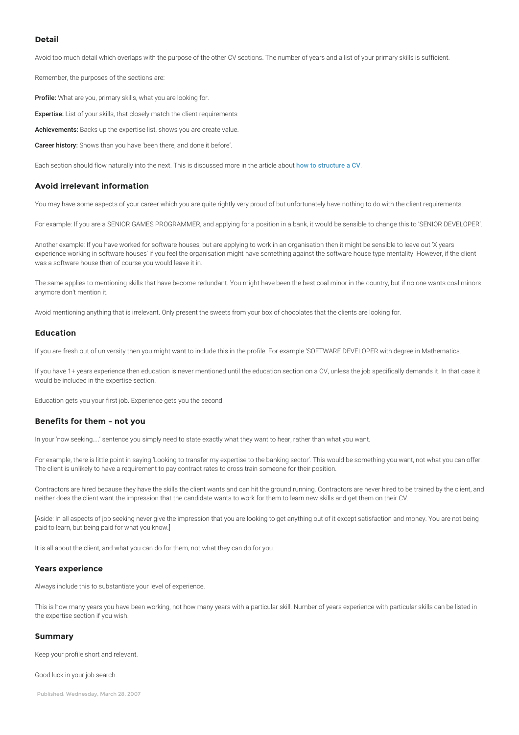## Detail

Avoid too much detail which overlaps with the purpose of the other CV sections. The number of years and a list of your primary skills is sufficient.

Remember, the purposes of the sections are:

**Profile:** What are you, primary skills, what you are looking for.

**Expertise:** List of your skills, that closely match the client requirements

**Achievements:** Backs up the expertise list, shows you are create value.

**Career history:** Shows than you have 'been there, and done it before'.

Each section should flow naturally into the next. This is discussed more in the article about how to structure a CV.

## Avoid irrelevant information

You may have some aspects of your career which you are quite rightly very proud of but unfortunately have nothing to do with the client requirements.

For example: If you are a SENIOR GAMES PROGRAMMER, and applying for a position in a bank, it would be sensible to change this to 'SENIOR DEVELOPER'.

Another example: If you have worked for software houses, but are applying to work in an organisation then it might be sensible to leave out 'X years experience working in software houses' if you feel the organisation might have something against the software house type mentality. However, if the client was a software house then of course you would leave it in.

The same applies to mentioning skills that have become redundant. You might have been the best coal minor in the country, but if no one wants coal minors anymore don't mention it.

Avoid mentioning anything that is irrelevant. Only present the sweets from your box of chocolates that the clients are looking for.

## Education

If you are fresh out of university then you might want to include this in the profile. For example 'SOFTWARE DEVELOPER with degree in Mathematics.

If you have 1+ years experience then education is never mentioned until the education section on a CV, unless the job specifically demands it. In that case it would be included in the expertise section.

Education gets you your first job. Experience gets you the second.

## Benefits for them – not you

In your 'now seeking…' sentence you simply need to state exactly what they want to hear, rather than what you want.

For example, there is little point in saying 'Looking to transfer my expertise to the banking sector'. This would be something you want, not what you can offer. The client is unlikely to have a requirement to pay contract rates to cross train someone for their position.

Contractors are hired because they have the skills the client wants and can hit the ground running. Contractors are never hired to be trained by the client, and neither does the client want the impression that the candidate wants to work for them to learn new skills and get them on their CV.

[Aside: In all aspects of job seeking never give the impression that you are looking to get anything out of it except satisfaction and money. You are not being paid to learn, but being paid for what you know.]

It is all about the client, and what you can do for them, not what they can do for you.

## Years experience

Always include this to substantiate your level of experience.

This is how many years you have been working, not how many years with a particular skill. Number of years experience with particular skills can be listed in the expertise section if you wish.

## Summary

Keep your profile short and relevant.

Good luck in your job search.

Published: Wednesday, March 28, 2007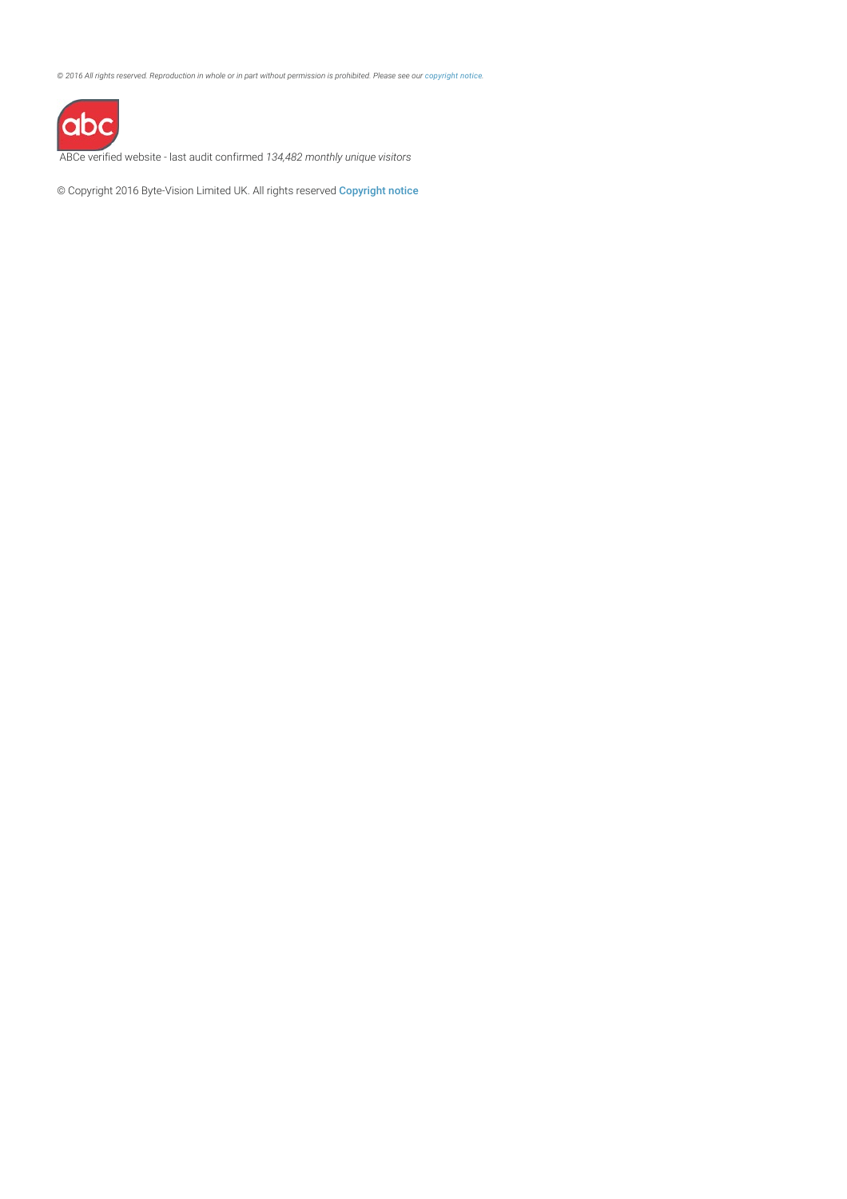*© 2016 All rights reserved. Reproduction in whole or in part without permission is prohibited. Please see our copyright notice.*

ABCe verified website - last audit confirmed *134,482 monthly unique visitors*

© Copyright 2016 Byte-Vision Limited UK. All rights reserved **Copyright notice**